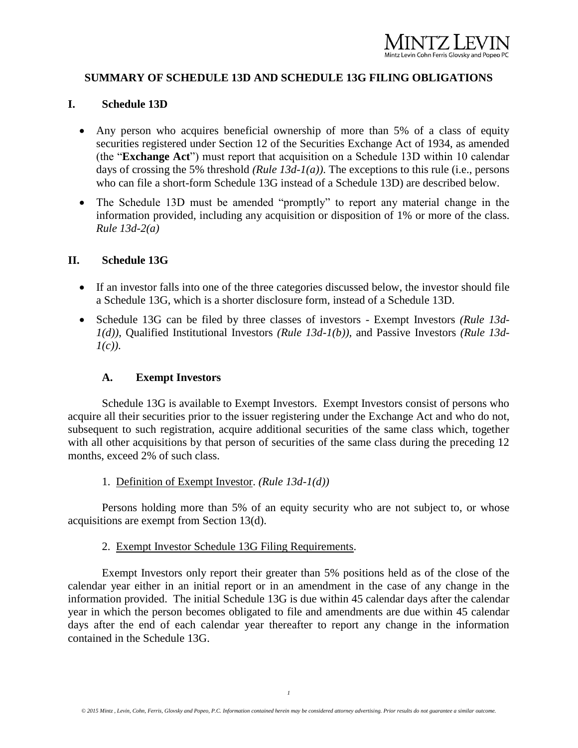# SUMMARY OF SCHEDULE 13D AND SCHEDULE 13G FILING OBLIGATIONS

## I. Schedule 13D

- Any person who acquires beneficial ownership of more than 5% of a class of equity securities registered under Section 12 of the Securities Exchange Act of 1934, as amended (the "**Exchange Act**") must report that acquisition on a Schedule 13D within 10 calendar days of crossing the 5% threshold *(Rule 13d-1(a))*. The exceptions to this rule (i.e., persons who can file a short-form Schedule 13G instead of a Schedule 13D) are described below.
- The Schedule 13D must be amended "promptly" to report any material change in the information provided, including any acquisition or disposition of 1% or more of the class. *Rule 13d-2(a)*

## II. Schedule 13G

- If an investor falls into one of the three categories discussed below, the investor should file a Schedule 13G, which is a shorter disclosure form, instead of a Schedule 13D.
- Schedule 13G can be filed by three classes of investors - Exempt Investors *(Rule 13d-1(d))*, Qualified Institutional Investors *(Rule 13d-1(b))*, and Passive Investors *(Rule 13d-1(c))*.

### A. Exempt Investors

Schedule 13G is available to Exempt Investors. Exempt Investors consist of persons who acquire all their securities prior to the issuer registering under the Exchange Act and who do not, subsequent to such registration, acquire additional securities of the same class which, together with all other acquisitions by that person of securities of the same class during the preceding 12 months, exceed 2% of such class.

1. Definition of Exempt Investor. *(Rule 13d-1(d))*

Persons holding more than 5% of an equity security who are not subject to, or whose acquisitions are exempt from Section 13(d).

2. Exempt Investor Schedule 13G Filing Requirements.

Exempt Investors only report their greater than 5% positions held as of the close of the calendar year either in an initial report or in an amendment in the case of any change in the information provided. The initial Schedule 13G is due within 45 calendar days after the calendar year in which the person becomes obligated to file and amendments are due within 45 calendar days after the end of each calendar year thereafter to report any change in the information contained in the Schedule 13G.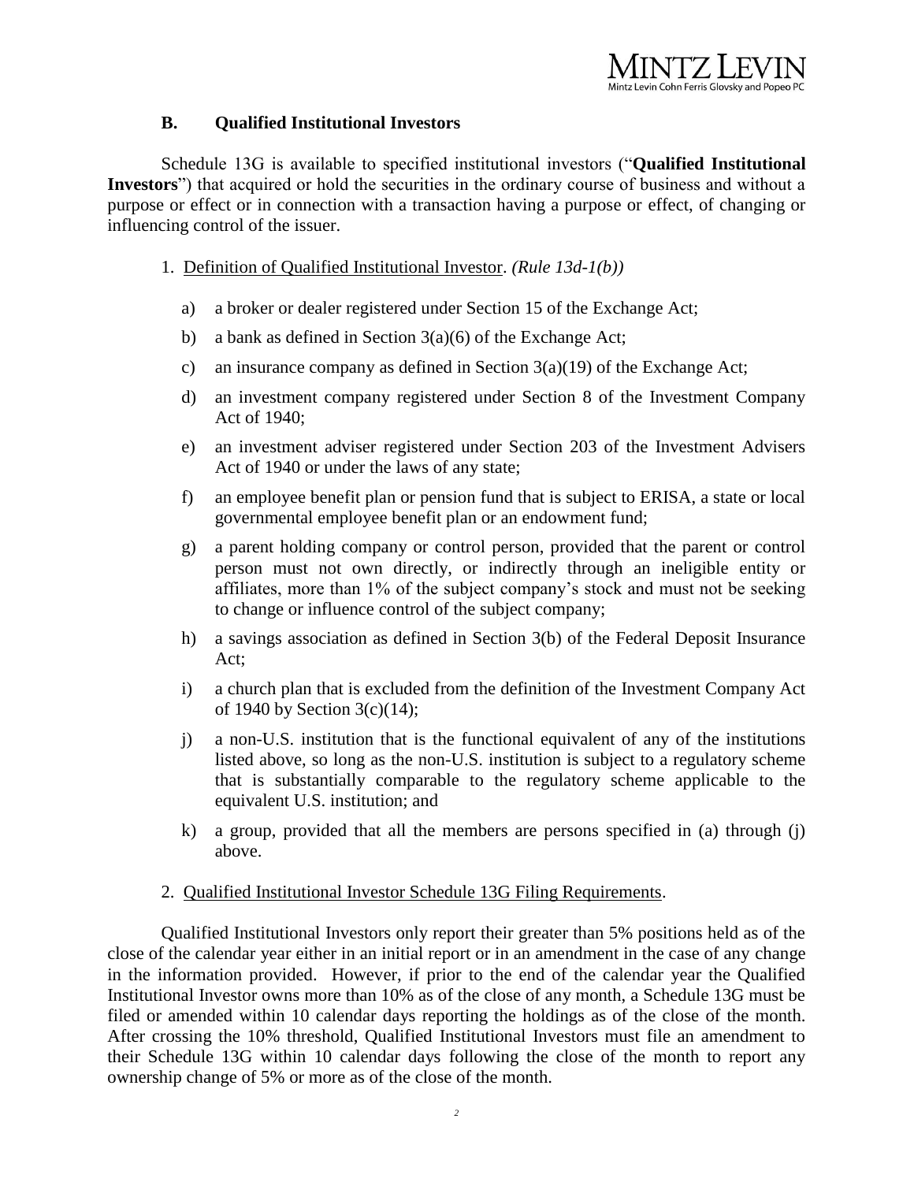## B. Qualified Institutional Investors

Schedule 13G is available to specified institutional investors ("**Qualified Institutional Investors**") that acquired or hold the securities in the ordinary course of business and without a purpose or effect or in connection with a transaction having a purpose or effect, of changing or influencing control of the issuer.

1. Definition of Qualified Institutional Investor. *(Rule 13d-1(b))*

   a) a broker or dealer registered under Section 15 of the Exchange Act;

   b) a bank as defined in Section 3(a)(6) of the Exchange Act;

   c) an insurance company as defined in Section 3(a)(19) of the Exchange Act;

   d) an investment company registered under Section 8 of the Investment Company Act of 1940;

   e) an investment adviser registered under Section 203 of the Investment Advisers Act of 1940 or under the laws of any state;

   f) an employee benefit plan or pension fund that is subject to ERISA, a state or local governmental employee benefit plan or an endowment fund;

   g) a parent holding company or control person, provided that the parent or control person must not own directly, or indirectly through an ineligible entity or affiliates, more than 1% of the subject company's stock and must not be seeking to change or influence control of the subject company;

   h) a savings association as defined in Section 3(b) of the Federal Deposit Insurance Act;

   i) a church plan that is excluded from the definition of the Investment Company Act of 1940 by Section 3(c)(14);

   j) a non-U.S. institution that is the functional equivalent of any of the institutions listed above, so long as the non-U.S. institution is subject to a regulatory scheme that is substantially comparable to the regulatory scheme applicable to the equivalent U.S. institution; and

   k) a group, provided that all the members are persons specified in (a) through (j) above.

2. Qualified Institutional Investor Schedule 13G Filing Requirements.

Qualified Institutional Investors only report their greater than 5% positions held as of the close of the calendar year either in an initial report or in an amendment in the case of any change in the information provided. However, if prior to the end of the calendar year the Qualified Institutional Investor owns more than 10% as of the close of any month, a Schedule 13G must be filed or amended within 10 calendar days reporting the holdings as of the close of the month. After crossing the 10% threshold, Qualified Institutional Investors must file an amendment to their Schedule 13G within 10 calendar days following the close of the month to report any ownership change of 5% or more as of the close of the month.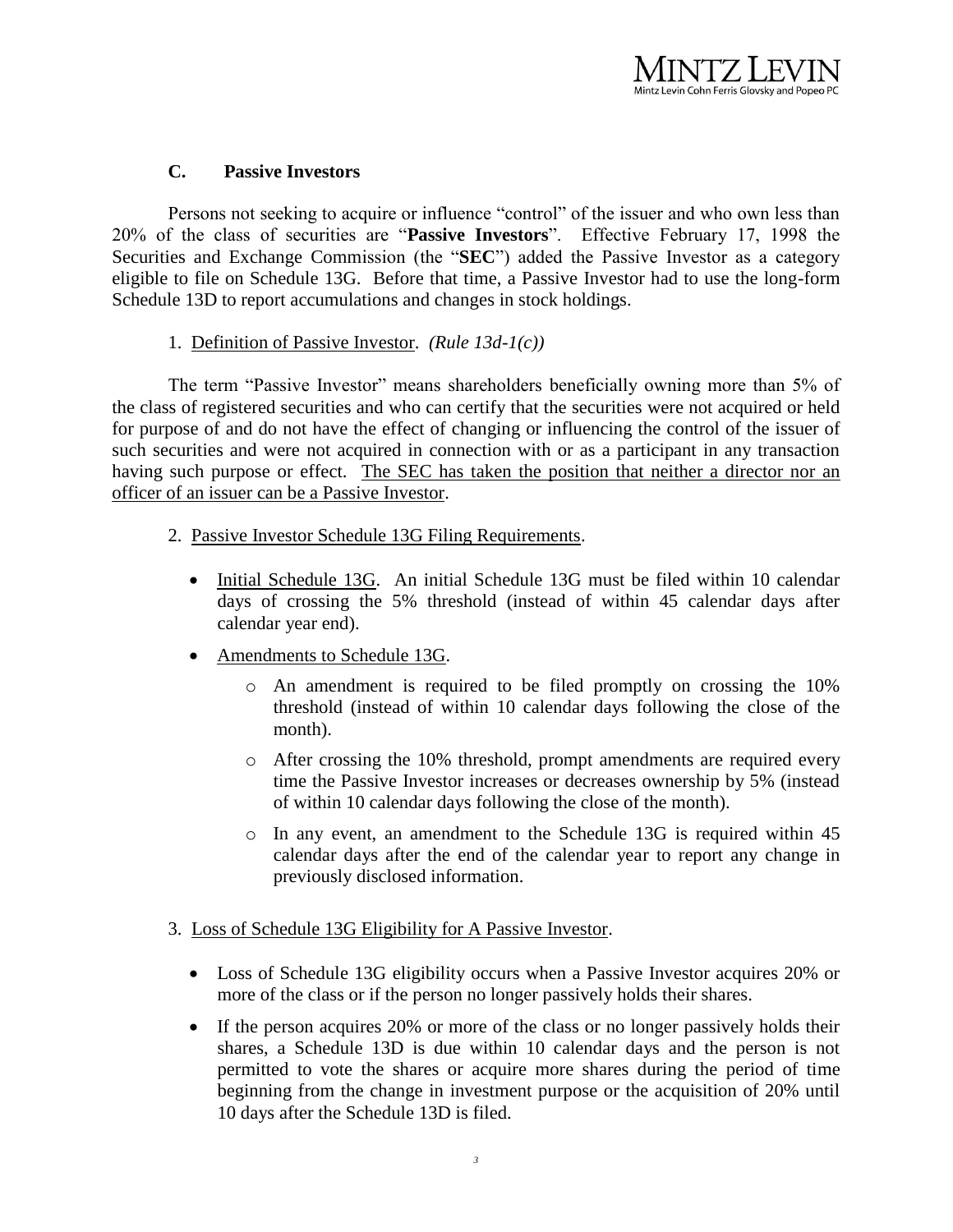### C. Passive Investors

Persons not seeking to acquire or influence "control" of the issuer and who own less than 20% of the class of securities are "**Passive Investors**". Effective February 17, 1998 the Securities and Exchange Commission (the "**SEC**") added the Passive Investor as a category eligible to file on Schedule 13G. Before that time, a Passive Investor had to use the long-form Schedule 13D to report accumulations and changes in stock holdings.

1. Definition of Passive Investor. *(Rule 13d-1(c))*

The term "Passive Investor" means shareholders beneficially owning more than 5% of the class of registered securities and who can certify that the securities were not acquired or held for purpose of and do not have the effect of changing or influencing the control of the issuer of such securities and were not acquired in connection with or as a participant in any transaction having such purpose or effect. The SEC has taken the position that neither a director nor an officer of an issuer can be a Passive Investor.

2. Passive Investor Schedule 13G Filing Requirements.

- Initial Schedule 13G. An initial Schedule 13G must be filed within 10 calendar days of crossing the 5% threshold (instead of within 45 calendar days after calendar year end).
- Amendments to Schedule 13G.
    - An amendment is required to be filed promptly on crossing the 10% threshold (instead of within 10 calendar days following the close of the month).
    - After crossing the 10% threshold, prompt amendments are required every time the Passive Investor increases or decreases ownership by 5% (instead of within 10 calendar days following the close of the month).
    - In any event, an amendment to the Schedule 13G is required within 45 calendar days after the end of the calendar year to report any change in previously disclosed information.

3. Loss of Schedule 13G Eligibility for A Passive Investor.

- Loss of Schedule 13G eligibility occurs when a Passive Investor acquires 20% or more of the class or if the person no longer passively holds their shares.
- If the person acquires 20% or more of the class or no longer passively holds their shares, a Schedule 13D is due within 10 calendar days and the person is not permitted to vote the shares or acquire more shares during the period of time beginning from the change in investment purpose or the acquisition of 20% until 10 days after the Schedule 13D is filed.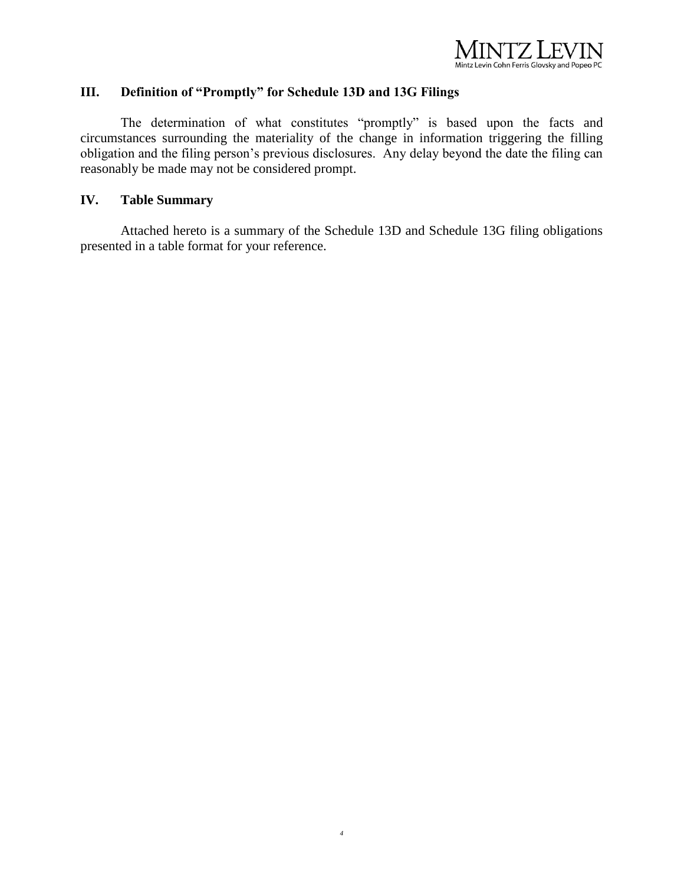## III. Definition of "Promptly" for Schedule 13D and 13G Filings

The determination of what constitutes "promptly" is based upon the facts and circumstances surrounding the materiality of the change in information triggering the filling obligation and the filing person's previous disclosures. Any delay beyond the date the filing can reasonably be made may not be considered prompt.

## IV. Table Summary

Attached hereto is a summary of the Schedule 13D and Schedule 13G filing obligations presented in a table format for your reference.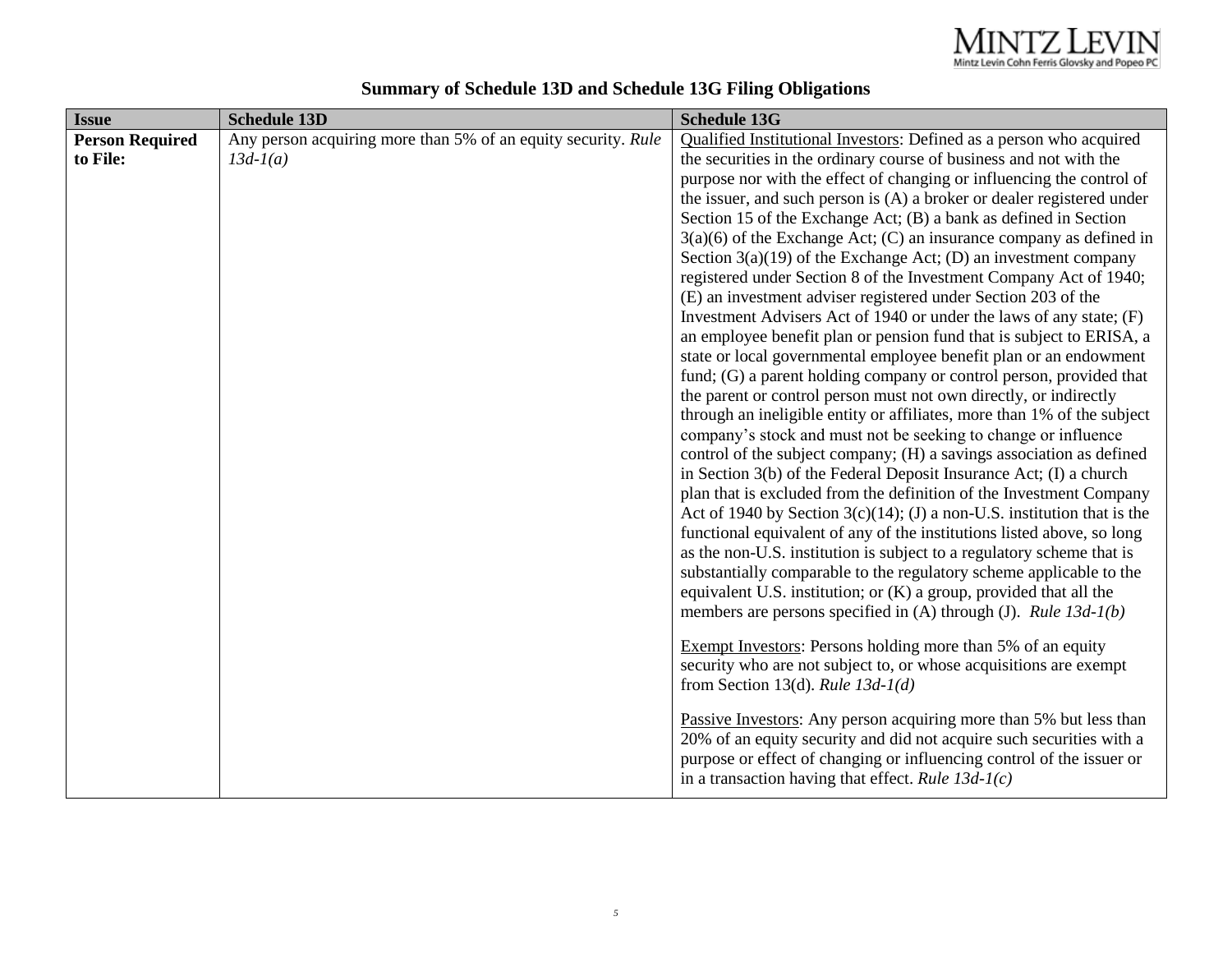## Summary of Schedule 13D and Schedule 13G Filing Obligations

| Issue | Schedule 13D | Schedule 13G |
|---|---|---|
| **Person Required to File:** | Any person acquiring more than 5% of an equity security. *Rule 13d-1(a)* | Qualified Institutional Investors: Defined as a person who acquired the securities in the ordinary course of business and not with the purpose nor with the effect of changing or influencing the control of the issuer, and such person is (A) a broker or dealer registered under Section 15 of the Exchange Act; (B) a bank as defined in Section 3(a)(6) of the Exchange Act; (C) an insurance company as defined in Section 3(a)(19) of the Exchange Act; (D) an investment company registered under Section 8 of the Investment Company Act of 1940; (E) an investment adviser registered under Section 203 of the Investment Advisers Act of 1940 or under the laws of any state; (F) an employee benefit plan or pension fund that is subject to ERISA, a state or local governmental employee benefit plan or an endowment fund; (G) a parent holding company or control person, provided that the parent or control person must not own directly, or indirectly through an ineligible entity or affiliates, more than 1% of the subject company's stock and must not be seeking to change or influence control of the subject company; (H) a savings association as defined in Section 3(b) of the Federal Deposit Insurance Act; (I) a church plan that is excluded from the definition of the Investment Company Act of 1940 by Section 3(c)(14); (J) a non-U.S. institution that is the functional equivalent of any of the institutions listed above, so long as the non-U.S. institution is subject to a regulatory scheme that is substantially comparable to the regulatory scheme applicable to the equivalent U.S. institution; or (K) a group, provided that all the members are persons specified in (A) through (J). *Rule 13d-1(b)*<br><br>Exempt Investors: Persons holding more than 5% of an equity security who are not subject to, or whose acquisitions are exempt from Section 13(d). *Rule 13d-1(d)*<br><br>Passive Investors: Any person acquiring more than 5% but less than 20% of an equity security and did not acquire such securities with a purpose or effect of changing or influencing control of the issuer or in a transaction having that effect. *Rule 13d-1(c)* |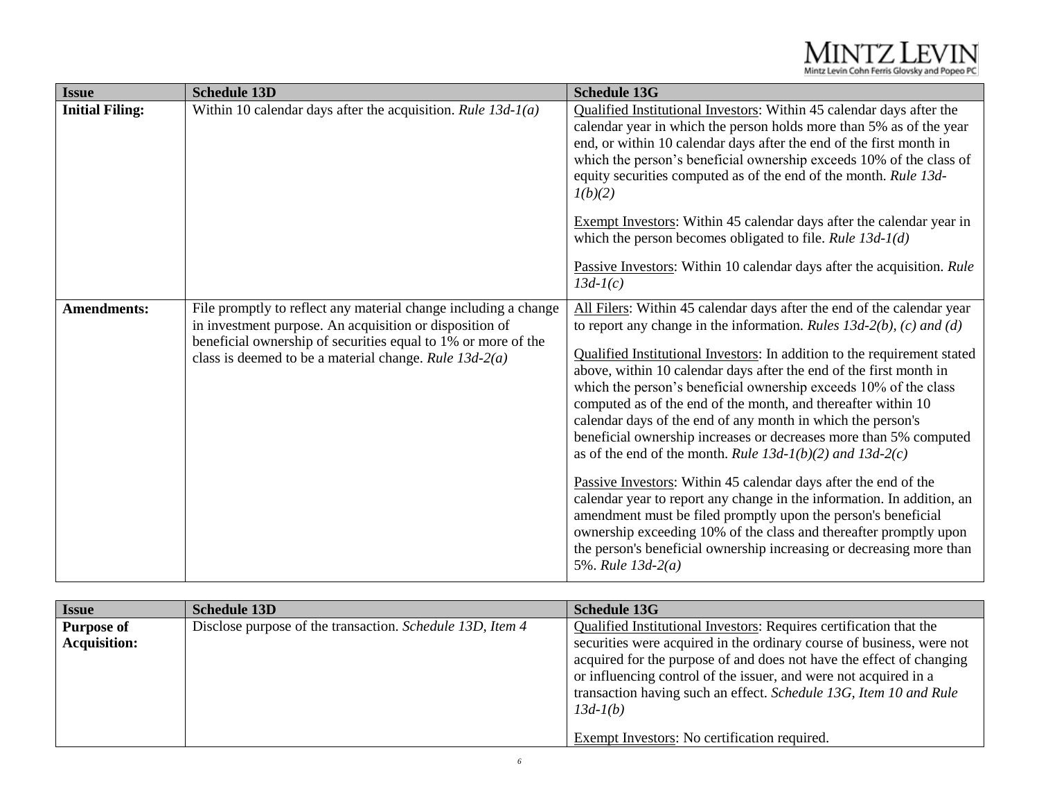| Issue | Schedule 13D | Schedule 13G |
|---|---|---|
| **Initial Filing:** | Within 10 calendar days after the acquisition. *Rule 13d-1(a)* | Qualified Institutional Investors: Within 45 calendar days after the calendar year in which the person holds more than 5% as of the year end, or within 10 calendar days after the end of the first month in which the person's beneficial ownership exceeds 10% of the class of equity securities computed as of the end of the month. *Rule 13d-1(b)(2)*<br><br>Exempt Investors: Within 45 calendar days after the calendar year in which the person becomes obligated to file. *Rule 13d-1(d)*<br><br>Passive Investors: Within 10 calendar days after the acquisition. *Rule 13d-1(c)* |
| **Amendments:** | File promptly to reflect any material change including a change in investment purpose. An acquisition or disposition of beneficial ownership of securities equal to 1% or more of the class is deemed to be a material change. *Rule 13d-2(a)* | All Filers: Within 45 calendar days after the end of the calendar year to report any change in the information. *Rules 13d-2(b), (c) and (d)*<br><br>Qualified Institutional Investors: In addition to the requirement stated above, within 10 calendar days after the end of the first month in which the person's beneficial ownership exceeds 10% of the class computed as of the end of the month, and thereafter within 10 calendar days of the end of any month in which the person's beneficial ownership increases or decreases more than 5% computed as of the end of the month. *Rule 13d-1(b)(2) and 13d-2(c)*<br><br>Passive Investors: Within 45 calendar days after the end of the calendar year to report any change in the information. In addition, an amendment must be filed promptly upon the person's beneficial ownership exceeding 10% of the class and thereafter promptly upon the person's beneficial ownership increasing or decreasing more than 5%. *Rule 13d-2(a)* |

| Issue | Schedule 13D | Schedule 13G |
|---|---|---|
| **Purpose of Acquisition:** | Disclose purpose of the transaction. *Schedule 13D, Item 4* | Qualified Institutional Investors: Requires certification that the securities were acquired in the ordinary course of business, were not acquired for the purpose of and does not have the effect of changing or influencing control of the issuer, and were not acquired in a transaction having such an effect. *Schedule 13G, Item 10 and Rule 13d-1(b)*<br><br>Exempt Investors: No certification required. |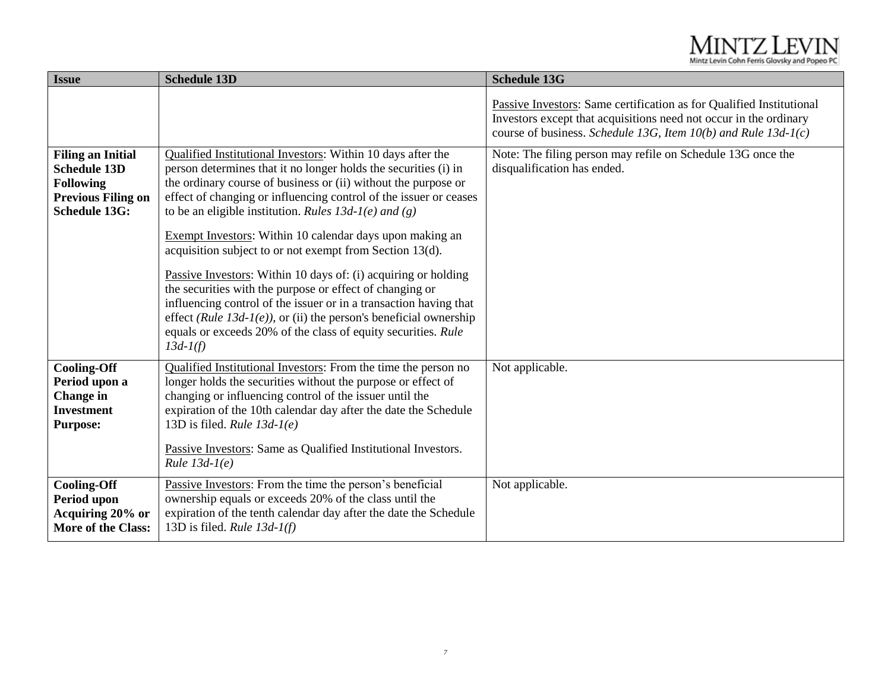| Issue | Schedule 13D | Schedule 13G |
| --- | --- | --- |
| | | Passive Investors: Same certification as for Qualified Institutional Investors except that acquisitions need not occur in the ordinary course of business. *Schedule 13G, Item 10(b) and Rule 13d-1(c)* |
| **Filing an Initial Schedule 13D Following Previous Filing on Schedule 13G:** | Qualified Institutional Investors: Within 10 days after the person determines that it no longer holds the securities (i) in the ordinary course of business or (ii) without the purpose or effect of changing or influencing control of the issuer or ceases to be an eligible institution. *Rules 13d-1(e) and (g)*<br><br>Exempt Investors: Within 10 calendar days upon making an acquisition subject to or not exempt from Section 13(d).<br><br>Passive Investors: Within 10 days of: (i) acquiring or holding the securities with the purpose or effect of changing or influencing control of the issuer or in a transaction having that effect *(Rule 13d-1(e))*, or (ii) the person's beneficial ownership equals or exceeds 20% of the class of equity securities. *Rule 13d-1(f)* | Note: The filing person may refile on Schedule 13G once the disqualification has ended. |
| **Cooling-Off Period upon a Change in Investment Purpose:** | Qualified Institutional Investors: From the time the person no longer holds the securities without the purpose or effect of changing or influencing control of the issuer until the expiration of the 10th calendar day after the date the Schedule 13D is filed. *Rule 13d-1(e)*<br><br>Passive Investors: Same as Qualified Institutional Investors. *Rule 13d-1(e)* | Not applicable. |
| **Cooling-Off Period upon Acquiring 20% or More of the Class:** | Passive Investors: From the time the person's beneficial ownership equals or exceeds 20% of the class until the expiration of the tenth calendar day after the date the Schedule 13D is filed. *Rule 13d-1(f)* | Not applicable. |